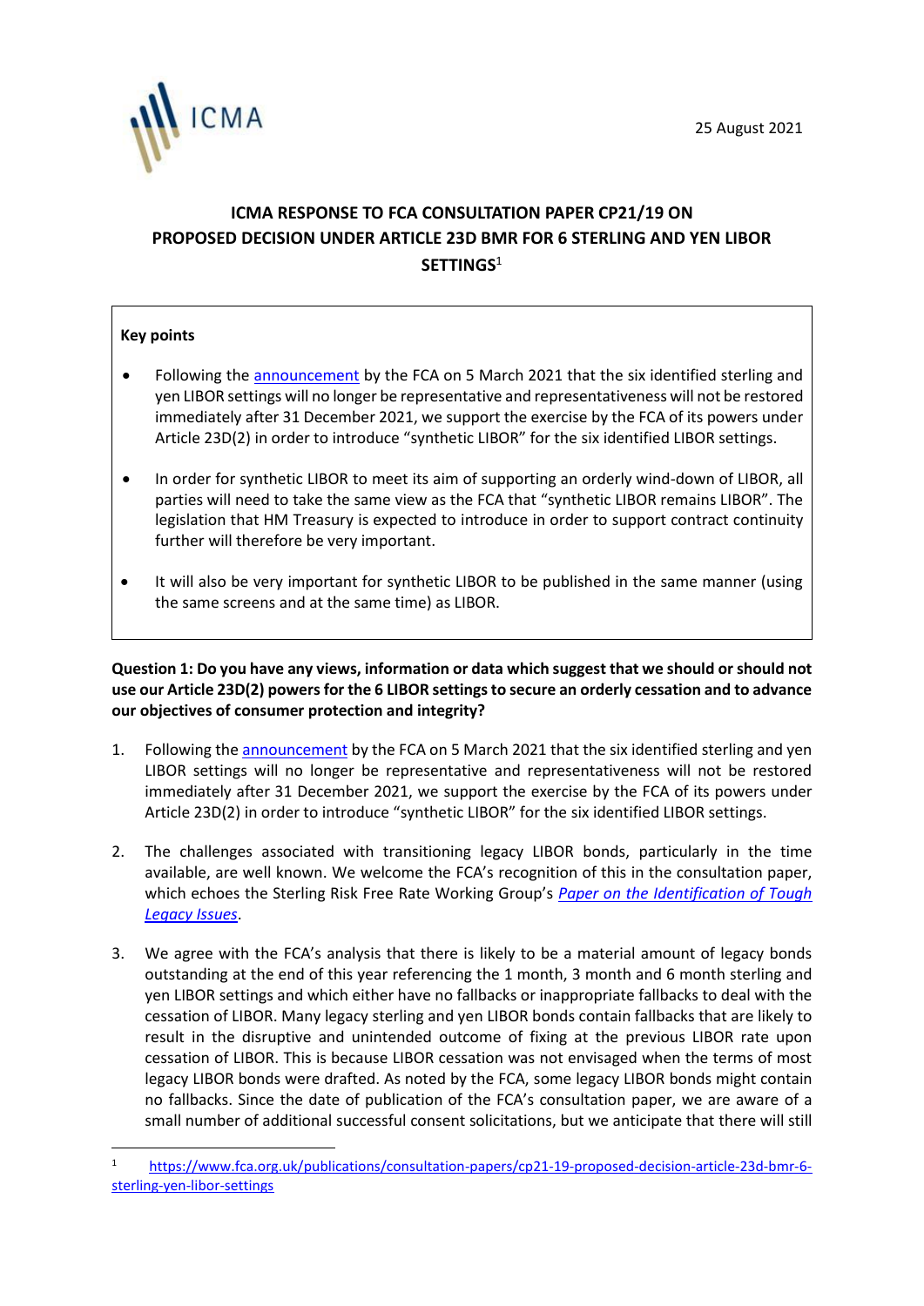25 August 2021

# ICMA RESPONSE TO FCA CONSULTATION PAPER CP21/19 ON PROPOSED DECISION UNDER ARTICLE 23D BMR FOR 6 STERLING AND YEN LIBOR SETTINGS[1]

**Key points**

- Following the announcement by the FCA on 5 March 2021 that the six identified sterling and yen LIBOR settings will no longer be representative and representativeness will not be restored immediately after 31 December 2021, we support the exercise by the FCA of its powers under Article 23D(2) in order to introduce "synthetic LIBOR" for the six identified LIBOR settings.
- In order for synthetic LIBOR to meet its aim of supporting an orderly wind-down of LIBOR, all parties will need to take the same view as the FCA that "synthetic LIBOR remains LIBOR". The legislation that HM Treasury is expected to introduce in order to support contract continuity further will therefore be very important.
- It will also be very important for synthetic LIBOR to be published in the same manner (using the same screens and at the same time) as LIBOR.

**Question 1: Do you have any views, information or data which suggest that we should or should not use our Article 23D(2) powers for the 6 LIBOR settings to secure an orderly cessation and to advance our objectives of consumer protection and integrity?**

1. Following the announcement by the FCA on 5 March 2021 that the six identified sterling and yen LIBOR settings will no longer be representative and representativeness will not be restored immediately after 31 December 2021, we support the exercise by the FCA of its powers under Article 23D(2) in order to introduce "synthetic LIBOR" for the six identified LIBOR settings.

2. The challenges associated with transitioning legacy LIBOR bonds, particularly in the time available, are well known. We welcome the FCA's recognition of this in the consultation paper, which echoes the Sterling Risk Free Rate Working Group's *Paper on the Identification of Tough Legacy Issues*.

3. We agree with the FCA's analysis that there is likely to be a material amount of legacy bonds outstanding at the end of this year referencing the 1 month, 3 month and 6 month sterling and yen LIBOR settings and which either have no fallbacks or inappropriate fallbacks to deal with the cessation of LIBOR. Many legacy sterling and yen LIBOR bonds contain fallbacks that are likely to result in the disruptive and unintended outcome of fixing at the previous LIBOR rate upon cessation of LIBOR. This is because LIBOR cessation was not envisaged when the terms of most legacy LIBOR bonds were drafted. As noted by the FCA, some legacy LIBOR bonds might contain no fallbacks. Since the date of publication of the FCA's consultation paper, we are aware of a small number of additional successful consent solicitations, but we anticipate that there will still

[1] https://www.fca.org.uk/publications/consultation-papers/cp21-19-proposed-decision-article-23d-bmr-6-sterling-yen-libor-settings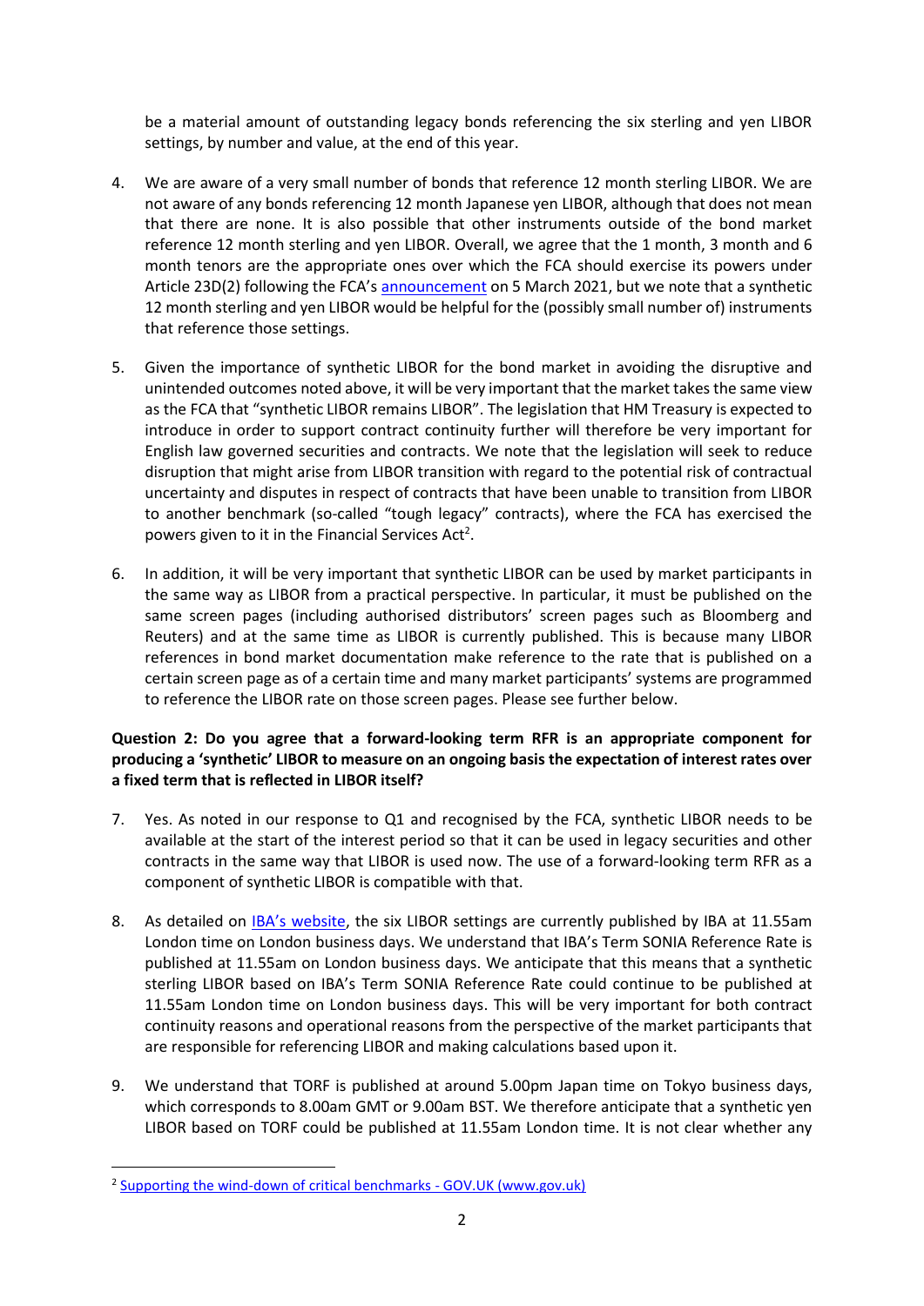be a material amount of outstanding legacy bonds referencing the six sterling and yen LIBOR settings, by number and value, at the end of this year.

4. We are aware of a very small number of bonds that reference 12 month sterling LIBOR. We are not aware of any bonds referencing 12 month Japanese yen LIBOR, although that does not mean that there are none. It is also possible that other instruments outside of the bond market reference 12 month sterling and yen LIBOR. Overall, we agree that the 1 month, 3 month and 6 month tenors are the appropriate ones over which the FCA should exercise its powers under Article 23D(2) following the FCA's announcement on 5 March 2021, but we note that a synthetic 12 month sterling and yen LIBOR would be helpful for the (possibly small number of) instruments that reference those settings.

5. Given the importance of synthetic LIBOR for the bond market in avoiding the disruptive and unintended outcomes noted above, it will be very important that the market takes the same view as the FCA that "synthetic LIBOR remains LIBOR". The legislation that HM Treasury is expected to introduce in order to support contract continuity further will therefore be very important for English law governed securities and contracts. We note that the legislation will seek to reduce disruption that might arise from LIBOR transition with regard to the potential risk of contractual uncertainty and disputes in respect of contracts that have been unable to transition from LIBOR to another benchmark (so-called "tough legacy" contracts), where the FCA has exercised the powers given to it in the Financial Services Act[2].

6. In addition, it will be very important that synthetic LIBOR can be used by market participants in the same way as LIBOR from a practical perspective. In particular, it must be published on the same screen pages (including authorised distributors' screen pages such as Bloomberg and Reuters) and at the same time as LIBOR is currently published. This is because many LIBOR references in bond market documentation make reference to the rate that is published on a certain screen page as of a certain time and many market participants' systems are programmed to reference the LIBOR rate on those screen pages. Please see further below.

**Question 2: Do you agree that a forward-looking term RFR is an appropriate component for producing a 'synthetic' LIBOR to measure on an ongoing basis the expectation of interest rates over a fixed term that is reflected in LIBOR itself?**

7. Yes. As noted in our response to Q1 and recognised by the FCA, synthetic LIBOR needs to be available at the start of the interest period so that it can be used in legacy securities and other contracts in the same way that LIBOR is used now. The use of a forward-looking term RFR as a component of synthetic LIBOR is compatible with that.

8. As detailed on IBA's website, the six LIBOR settings are currently published by IBA at 11.55am London time on London business days. We understand that IBA's Term SONIA Reference Rate is published at 11.55am on London business days. We anticipate that this means that a synthetic sterling LIBOR based on IBA's Term SONIA Reference Rate could continue to be published at 11.55am London time on London business days. This will be very important for both contract continuity reasons and operational reasons from the perspective of the market participants that are responsible for referencing LIBOR and making calculations based upon it.

9. We understand that TORF is published at around 5.00pm Japan time on Tokyo business days, which corresponds to 8.00am GMT or 9.00am BST. We therefore anticipate that a synthetic yen LIBOR based on TORF could be published at 11.55am London time. It is not clear whether any

[2] Supporting the wind-down of critical benchmarks - GOV.UK (www.gov.uk)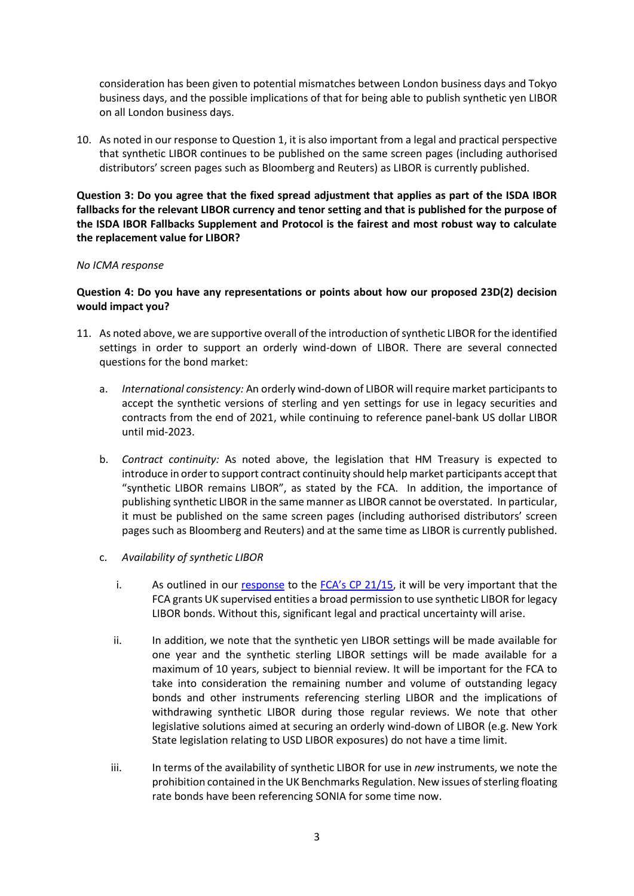consideration has been given to potential mismatches between London business days and Tokyo business days, and the possible implications of that for being able to publish synthetic yen LIBOR on all London business days.

10. As noted in our response to Question 1, it is also important from a legal and practical perspective that synthetic LIBOR continues to be published on the same screen pages (including authorised distributors' screen pages such as Bloomberg and Reuters) as LIBOR is currently published.

**Question 3: Do you agree that the fixed spread adjustment that applies as part of the ISDA IBOR fallbacks for the relevant LIBOR currency and tenor setting and that is published for the purpose of the ISDA IBOR Fallbacks Supplement and Protocol is the fairest and most robust way to calculate the replacement value for LIBOR?**

*No ICMA response*

**Question 4: Do you have any representations or points about how our proposed 23D(2) decision would impact you?**

11. As noted above, we are supportive overall of the introduction of synthetic LIBOR for the identified settings in order to support an orderly wind-down of LIBOR. There are several connected questions for the bond market:

    a. *International consistency:* An orderly wind-down of LIBOR will require market participants to accept the synthetic versions of sterling and yen settings for use in legacy securities and contracts from the end of 2021, while continuing to reference panel-bank US dollar LIBOR until mid-2023.

    b. *Contract continuity:* As noted above, the legislation that HM Treasury is expected to introduce in order to support contract continuity should help market participants accept that "synthetic LIBOR remains LIBOR", as stated by the FCA. In addition, the importance of publishing synthetic LIBOR in the same manner as LIBOR cannot be overstated. In particular, it must be published on the same screen pages (including authorised distributors' screen pages such as Bloomberg and Reuters) and at the same time as LIBOR is currently published.

    c. *Availability of synthetic LIBOR*

        i. As outlined in our response to the FCA's CP 21/15, it will be very important that the FCA grants UK supervised entities a broad permission to use synthetic LIBOR for legacy LIBOR bonds. Without this, significant legal and practical uncertainty will arise.

        ii. In addition, we note that the synthetic yen LIBOR settings will be made available for one year and the synthetic sterling LIBOR settings will be made available for a maximum of 10 years, subject to biennial review. It will be important for the FCA to take into consideration the remaining number and volume of outstanding legacy bonds and other instruments referencing sterling LIBOR and the implications of withdrawing synthetic LIBOR during those regular reviews. We note that other legislative solutions aimed at securing an orderly wind-down of LIBOR (e.g. New York State legislation relating to USD LIBOR exposures) do not have a time limit.

        iii. In terms of the availability of synthetic LIBOR for use in *new* instruments, we note the prohibition contained in the UK Benchmarks Regulation. New issues of sterling floating rate bonds have been referencing SONIA for some time now.